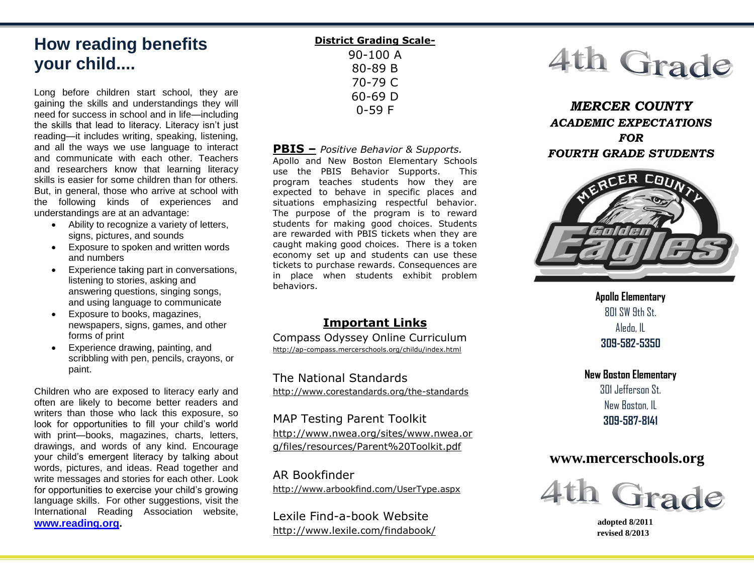## How reading benefits your child....

Long before children start school, they are gaining the skills and understandings they will need for success in school and in life—including the skills that lead to literacy. Literacy isn't just reading—it includes writing, speaking, listening, and all the ways we use language to interact and communicate with each other. Teachers and researchers know that learning literacy skills is easier for some children than for others. But, in general, those who arrive at school with the following kinds of experiences and understandings are at an advantage:

- Ability to recognize a variety of letters, signs, pictures, and sounds
- Exposure to spoken and written words and numbers
- Experience taking part in conversations, listening to stories, asking and answering questions, singing songs, and using language to communicate
- Exposure to books, magazines, newspapers, signs, games, and other forms of print
- Experience drawing, painting, and scribbling with pen, pencils, crayons, or paint.

Children who are exposed to literacy early and often are likely to become better readers and writers than those who lack this exposure, so look for opportunities to fill your child's world with print—books, magazines, charts, letters, drawings, and words of any kind. Encourage your child's emergent literacy by talking about words, pictures, and ideas. Read together and write messages and stories for each other. Look for opportunities to exercise your child's growing language skills. For other suggestions, visit the International Reading Association website, **www.reading.org**.

**District Grading Scale-**

90-100 A
80-89 B
70-79 C
60-69 D
0-59 F

**PBIS –** *Positive Behavior & Supports.*
Apollo and New Boston Elementary Schools use the PBIS Behavior Supports. This program teaches students how they are expected to behave in specific places and situations emphasizing respectful behavior. The purpose of the program is to reward students for making good choices. Students are rewarded with PBIS tickets when they are caught making good choices. There is a token economy set up and students can use these tickets to purchase rewards. Consequences are in place when students exhibit problem behaviors.

## Important Links

Compass Odyssey Online Curriculum
http://ap-compass.mercerschools.org/childu/index.html

The National Standards
http://www.corestandards.org/the-standards

MAP Testing Parent Toolkit
http://www.nwea.org/sites/www.nwea.org/files/resources/Parent%20Toolkit.pdf

AR Bookfinder
http://www.arbookfind.com/UserType.aspx

Lexile Find-a-book Website
http://www.lexile.com/findabook/

# 4th Grade

***MERCER COUNTY***
***ACADEMIC EXPECTATIONS***
***FOR***
***FOURTH GRADE STUDENTS***

**Apollo Elementary**
801 SW 9th St.
Aledo, IL
**309-582-5350**

**New Boston Elementary**
301 Jefferson St.
New Boston, IL
**309-587-8141**

**www.mercerschools.org**

4th Grade

**adopted 8/2011**
**revised 8/2013**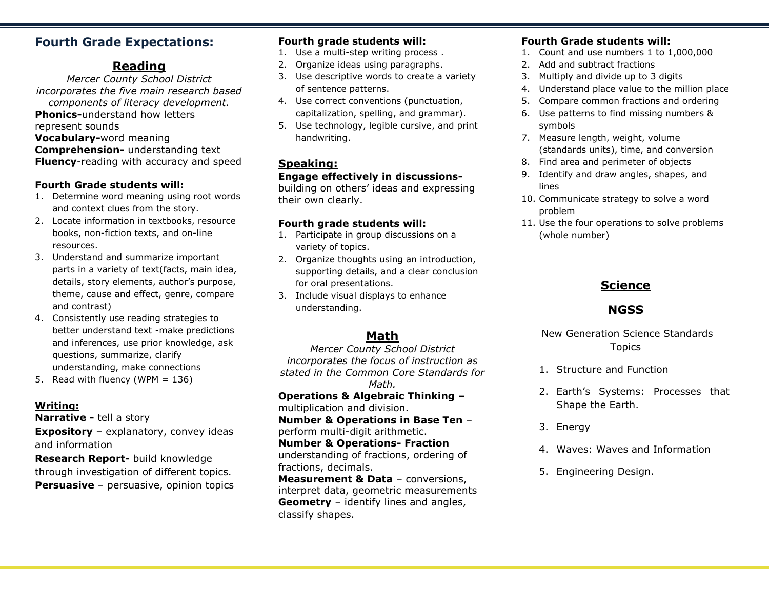# Fourth Grade Expectations:

## Reading

*Mercer County School District incorporates the five main research based components of literacy development.*

**Phonics-**understand how letters represent sounds
**Vocabulary-**word meaning
**Comprehension-** understanding text
**Fluency**-reading with accuracy and speed

**Fourth Grade students will:**

1. Determine word meaning using root words and context clues from the story.
2. Locate information in textbooks, resource books, non-fiction texts, and on-line resources.
3. Understand and summarize important parts in a variety of text(facts, main idea, details, story elements, author's purpose, theme, cause and effect, genre, compare and contrast)
4. Consistently use reading strategies to better understand text -make predictions and inferences, use prior knowledge, ask questions, summarize, clarify understanding, make connections
5. Read with fluency (WPM = 136)

## Writing:

**Narrative -** tell a story
**Expository** – explanatory, convey ideas and information
**Research Report-** build knowledge through investigation of different topics.
**Persuasive** – persuasive, opinion topics

**Fourth grade students will:**

1. Use a multi-step writing process .
2. Organize ideas using paragraphs.
3. Use descriptive words to create a variety of sentence patterns.
4. Use correct conventions (punctuation, capitalization, spelling, and grammar).
5. Use technology, legible cursive, and print handwriting.

## Speaking:

**Engage effectively in discussions-** building on others' ideas and expressing their own clearly.

**Fourth grade students will:**

1. Participate in group discussions on a variety of topics.
2. Organize thoughts using an introduction, supporting details, and a clear conclusion for oral presentations.
3. Include visual displays to enhance understanding.

## Math

*Mercer County School District incorporates the focus of instruction as stated in the Common Core Standards for Math.*

**Operations & Algebraic Thinking –** multiplication and division.
**Number & Operations in Base Ten** – perform multi-digit arithmetic.
**Number & Operations- Fraction** understanding of fractions, ordering of fractions, decimals.
**Measurement & Data** – conversions, interpret data, geometric measurements
**Geometry** – identify lines and angles, classify shapes.

**Fourth Grade students will:**

1. Count and use numbers 1 to 1,000,000
2. Add and subtract fractions
3. Multiply and divide up to 3 digits
4. Understand place value to the million place
5. Compare common fractions and ordering
6. Use patterns to find missing numbers & symbols
7. Measure length, weight, volume (standards units), time, and conversion
8. Find area and perimeter of objects
9. Identify and draw angles, shapes, and lines
10. Communicate strategy to solve a word problem
11. Use the four operations to solve problems (whole number)

## Science

### NGSS

New Generation Science Standards Topics

1. Structure and Function
2. Earth's Systems: Processes that Shape the Earth.
3. Energy
4. Waves: Waves and Information
5. Engineering Design.